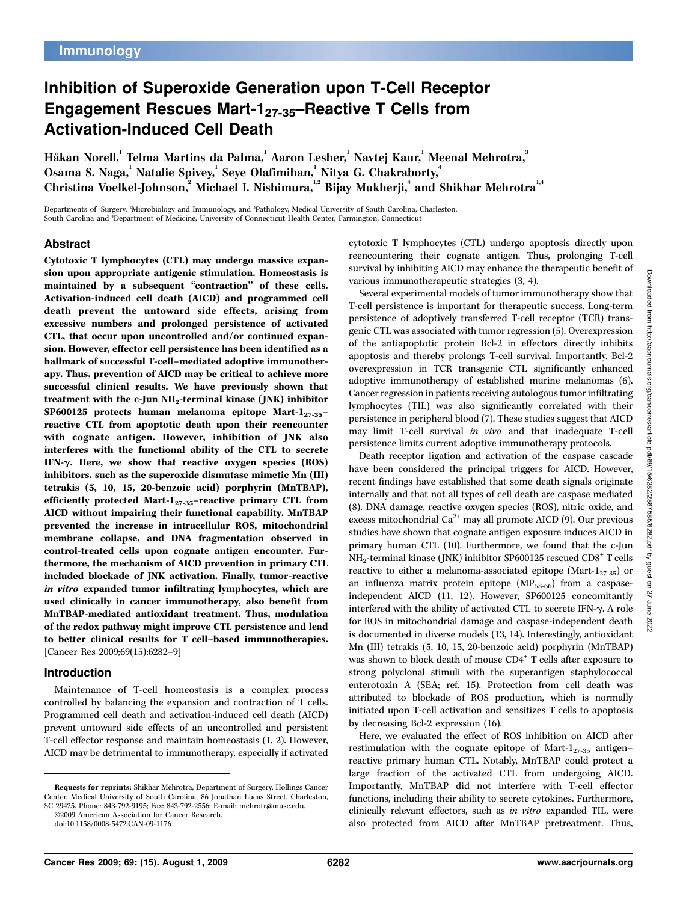Immunology

# Inhibition of Superoxide Generation upon T-Cell Receptor Engagement Rescues Mart-$1_{27\text{-}35}$–Reactive T Cells from Activation-Induced Cell Death

Håkan Norell,[1] Telma Martins da Palma,[1] Aaron Lesher,[1] Navtej Kaur,[1] Meenal Mehrotra,[3] Osama S. Naga,[1] Natalie Spivey,[1] Seye Olafimihan,[1] Nitya G. Chakraborty,[4] Christina Voelkel-Johnson,[2] Michael I. Nishimura,[1,2] Bijay Mukherji,[4] and Shikhar Mehrotra[1,4]

Departments of [1]Surgery, [2]Microbiology and Immunology, and [3]Pathology, Medical University of South Carolina, Charleston, South Carolina and [4]Department of Medicine, University of Connecticut Health Center, Farmington, Connecticut

## Abstract

**Cytotoxic T lymphocytes (CTL) may undergo massive expansion upon appropriate antigenic stimulation. Homeostasis is maintained by a subsequent "contraction" of these cells. Activation-induced cell death (AICD) and programmed cell death prevent the untoward side effects, arising from excessive numbers and prolonged persistence of activated CTL, that occur upon uncontrolled and/or continued expansion. However, effector cell persistence has been identified as a hallmark of successful T-cell–mediated adoptive immunotherapy. Thus, prevention of AICD may be critical to achieve more successful clinical results. We have previously shown that treatment with the c-Jun $NH_2$-terminal kinase (JNK) inhibitor SP600125 protects human melanoma epitope Mart-$1_{27\text{-}35}$–reactive CTL from apoptotic death upon their reencounter with cognate antigen. However, inhibition of JNK also interferes with the functional ability of the CTL to secrete IFN-γ. Here, we show that reactive oxygen species (ROS) inhibitors, such as the superoxide dismutase mimetic Mn (III) tetrakis (5, 10, 15, 20-benzoic acid) porphyrin (MnTBAP), efficiently protected Mart-$1_{27\text{-}35}$–reactive primary CTL from AICD without impairing their functional capability. MnTBAP prevented the increase in intracellular ROS, mitochondrial membrane collapse, and DNA fragmentation observed in control-treated cells upon cognate antigen encounter. Furthermore, the mechanism of AICD prevention in primary CTL included blockade of JNK activation. Finally, tumor-reactive *in vitro* expanded tumor infiltrating lymphocytes, which are used clinically in cancer immunotherapy, also benefit from MnTBAP-mediated antioxidant treatment. Thus, modulation of the redox pathway might improve CTL persistence and lead to better clinical results for T cell–based immunotherapies.** [Cancer Res 2009;69(15):6282–9]

## Introduction

Maintenance of T-cell homeostasis is a complex process controlled by balancing the expansion and contraction of T cells. Programmed cell death and activation-induced cell death (AICD) prevent untoward side effects of an uncontrolled and persistent T-cell effector response and maintain homeostasis (1, 2). However, AICD may be detrimental to immunotherapy, especially if activated cytotoxic T lymphocytes (CTL) undergo apoptosis directly upon reencountering their cognate antigen. Thus, prolonging T-cell survival by inhibiting AICD may enhance the therapeutic benefit of various immunotherapeutic strategies (3, 4).

Several experimental models of tumor immunotherapy show that T-cell persistence is important for therapeutic success. Long-term persistence of adoptively transferred T-cell receptor (TCR) transgenic CTL was associated with tumor regression (5). Overexpression of the antiapoptotic protein Bcl-2 in effectors directly inhibits apoptosis and thereby prolongs T-cell survival. Importantly, Bcl-2 overexpression in TCR transgenic CTL significantly enhanced adoptive immunotherapy of established murine melanomas (6). Cancer regression in patients receiving autologous tumor infiltrating lymphocytes (TIL) was also significantly correlated with their persistence in peripheral blood (7). These studies suggest that AICD may limit T-cell survival *in vivo* and that inadequate T-cell persistence limits current adoptive immunotherapy protocols.

Death receptor ligation and activation of the caspase cascade have been considered the principal triggers for AICD. However, recent findings have established that some death signals originate internally and that not all types of cell death are caspase mediated (8). DNA damage, reactive oxygen species (ROS), nitric oxide, and excess mitochondrial $Ca^{2+}$ may all promote AICD (9). Our previous studies have shown that cognate antigen exposure induces AICD in primary human CTL (10). Furthermore, we found that the c-Jun $NH_2$-terminal kinase (JNK) inhibitor SP600125 rescued $CD8^+$ T cells reactive to either a melanoma-associated epitope (Mart-$1_{27\text{-}35}$) or an influenza matrix protein epitope ($MP_{58\text{-}66}$) from a caspase-independent AICD (11, 12). However, SP600125 concomitantly interfered with the ability of activated CTL to secrete IFN-γ. A role for ROS in mitochondrial damage and caspase-independent death is documented in diverse models (13, 14). Interestingly, antioxidant Mn (III) tetrakis (5, 10, 15, 20-benzoic acid) porphyrin (MnTBAP) was shown to block death of mouse $CD4^+$ T cells after exposure to strong polyclonal stimuli with the superantigen staphylococcal enterotoxin A (SEA; ref. 15). Protection from cell death was attributed to blockade of ROS production, which is normally initiated upon T-cell activation and sensitizes T cells to apoptosis by decreasing Bcl-2 expression (16).

Here, we evaluated the effect of ROS inhibition on AICD after restimulation with the cognate epitope of Mart-$1_{27\text{-}35}$ antigen–reactive primary human CTL. Notably, MnTBAP could protect a large fraction of the activated CTL from undergoing AICD. Importantly, MnTBAP did not interfere with T-cell effector functions, including their ability to secrete cytokines. Furthermore, clinically relevant effectors, such as *in vitro* expanded TIL, were also protected from AICD after MnTBAP pretreatment. Thus,

**Requests for reprints:** Shikhar Mehrotra, Department of Surgery, Hollings Cancer Center, Medical University of South Carolina, 86 Jonathan Lucas Street, Charleston, SC 29425. Phone: 843-792-9195; Fax: 843-792-2556; E-mail: mehrotr@musc.edu.

©2009 American Association for Cancer Research.

doi:10.1158/0008-5472.CAN-09-1176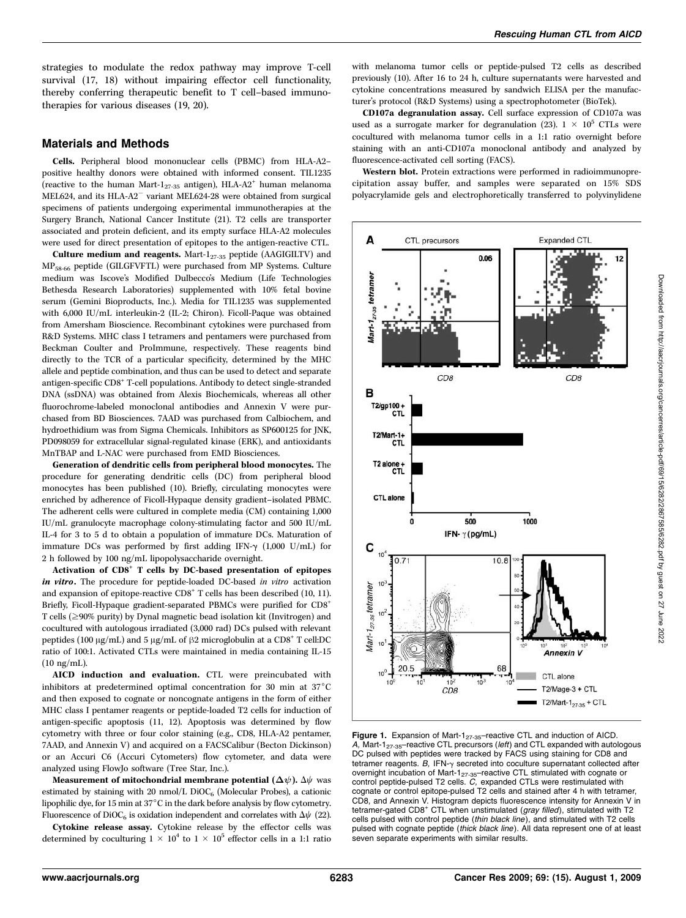strategies to modulate the redox pathway may improve T-cell survival (17, 18) without impairing effector cell functionality, thereby conferring therapeutic benefit to T cell–based immunotherapies for various diseases (19, 20).

## Materials and Methods

**Cells.** Peripheral blood mononuclear cells (PBMC) from HLA-A2–positive healthy donors were obtained with informed consent. TIL1235 (reactive to the human Mart-$1_{27-35}$ antigen), HLA-A2$^+$ human melanoma MEL624, and its HLA-A2$^-$ variant MEL624-28 were obtained from surgical specimens of patients undergoing experimental immunotherapies at the Surgery Branch, National Cancer Institute (21). T2 cells are transporter associated and protein deficient, and its empty surface HLA-A2 molecules were used for direct presentation of epitopes to the antigen-reactive CTL.

**Culture medium and reagents.** Mart-$1_{27-35}$ peptide (AAGIGILTV) and $MP_{58-66}$ peptide (GILGFVFTL) were purchased from MP Systems. Culture medium was Iscove's Modified Dulbecco's Medium (Life Technologies Bethesda Research Laboratories) supplemented with 10% fetal bovine serum (Gemini Bioproducts, Inc.). Media for TIL1235 was supplemented with 6,000 IU/mL interleukin-2 (IL-2; Chiron). Ficoll-Paque was obtained from Amersham Bioscience. Recombinant cytokines were purchased from R&D Systems. MHC class I tetramers and pentamers were purchased from Beckman Coulter and ProImmune, respectively. These reagents bind directly to the TCR of a particular specificity, determined by the MHC allele and peptide combination, and thus can be used to detect and separate antigen-specific CD8$^+$ T-cell populations. Antibody to detect single-stranded DNA (ssDNA) was obtained from Alexis Biochemicals, whereas all other fluorochrome-labeled monoclonal antibodies and Annexin V were purchased from BD Biosciences. 7AAD was purchased from Calbiochem, and hydroethidium was from Sigma Chemicals. Inhibitors as SP600125 for JNK, PD098059 for extracellular signal-regulated kinase (ERK), and antioxidants MnTBAP and L-NAC were purchased from EMD Biosciences.

**Generation of dendritic cells from peripheral blood monocytes.** The procedure for generating dendritic cells (DC) from peripheral blood monocytes has been published (10). Briefly, circulating monocytes were enriched by adherence of Ficoll-Hypaque density gradient–isolated PBMC. The adherent cells were cultured in complete media (CM) containing 1,000 IU/mL granulocyte macrophage colony-stimulating factor and 500 IU/mL IL-4 for 3 to 5 d to obtain a population of immature DCs. Maturation of immature DCs was performed by first adding IFN-γ (1,000 U/mL) for 2 h followed by 100 ng/mL lipopolysaccharide overnight.

**Activation of CD8$^+$ T cells by DC-based presentation of epitopes *in vitro*.** The procedure for peptide-loaded DC-based *in vitro* activation and expansion of epitope-reactive CD8$^+$ T cells has been described (10, 11). Briefly, Ficoll-Hypaque gradient-separated PBMCs were purified for CD8$^+$ T cells (≥90% purity) by Dynal magnetic bead isolation kit (Invitrogen) and cocultured with autologous irradiated (3,000 rad) DCs pulsed with relevant peptides (100 μg/mL) and 5 μg/mL of β2 microglobulin at a CD8$^+$ T cell:DC ratio of 100:1. Activated CTLs were maintained in media containing IL-15 (10 ng/mL).

**AICD induction and evaluation.** CTL were preincubated with inhibitors at predetermined optimal concentration for 30 min at 37°C and then exposed to cognate or noncognate antigens in the form of either MHC class I pentamer reagents or peptide-loaded T2 cells for induction of antigen-specific apoptosis (11, 12). Apoptosis was determined by flow cytometry with three or four color staining (e.g., CD8, HLA-A2 pentamer, 7AAD, and Annexin V) and acquired on a FACSCalibur (Becton Dickinson) or an Accuri C6 (Accuri Cytometers) flow cytometer, and data were analyzed using FlowJo software (Tree Star, Inc.).

**Measurement of mitochondrial membrane potential (Δψ).** Δψ was estimated by staining with 20 nmol/L $DiOC_6$ (Molecular Probes), a cationic lipophilic dye, for 15 min at 37°C in the dark before analysis by flow cytometry. Fluorescence of $DiOC_6$ is oxidation independent and correlates with Δψ (22).

**Cytokine release assay.** Cytokine release by the effector cells was determined by coculturing $1 \times 10^4$ to $1 \times 10^5$ effector cells in a 1:1 ratio with melanoma tumor cells or peptide-pulsed T2 cells as described previously (10). After 16 to 24 h, culture supernatants were harvested and cytokine concentrations measured by sandwich ELISA per the manufacturer's protocol (R&D Systems) using a spectrophotometer (BioTek).

**CD107a degranulation assay.** Cell surface expression of CD107a was used as a surrogate marker for degranulation (23). $1 \times 10^5$ CTLs were cocultured with melanoma tumor cells in a 1:1 ratio overnight before staining with an anti-CD107a monoclonal antibody and analyzed by fluorescence-activated cell sorting (FACS).

**Western blot.** Protein extractions were performed in radioimmunoprecipitation assay buffer, and samples were separated on 15% SDS polyacrylamide gels and electrophoretically transferred to polyvinylidene

**Figure 1.** Expansion of Mart-$1_{27-35}$–reactive CTL and induction of AICD. *A*, Mart-$1_{27-35}$–reactive CTL precursors (*left*) and CTL expanded with autologous DC pulsed with peptides were tracked by FACS using staining for CD8 and tetramer reagents. *B*, IFN-γ secreted into coculture supernatant collected after overnight incubation of Mart-$1_{27-35}$–reactive CTL stimulated with cognate or control peptide-pulsed T2 cells. *C*, expanded CTLs were restimulated with cognate or control epitope-pulsed T2 cells and stained after 4 h with tetramer, CD8, and Annexin V. Histogram depicts fluorescence intensity for Annexin V in tetramer-gated CD8$^+$ CTL when unstimulated (*gray filled*), stimulated with T2 cells pulsed with control peptide (*thin black line*), and stimulated with T2 cells pulsed with cognate peptide (*thick black line*). All data represent one of at least seven separate experiments with similar results.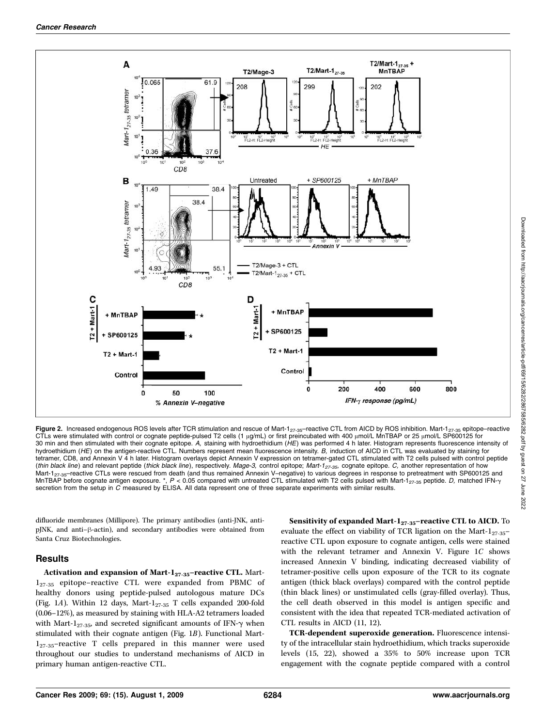**Figure 2.** Increased endogenous ROS levels after TCR stimulation and rescue of Mart-$1_{27-35}$–reactive CTL from AICD by ROS inhibition. Mart-$1_{27-35}$ epitope–reactive CTLs were stimulated with control or cognate peptide-pulsed T2 cells (1 μg/mL) or first preincubated with 400 μmol/L MnTBAP or 25 μmol/L SP600125 for 30 min and then stimulated with their cognate epitope. *A,* staining with hydroethidium (*HE*) was performed 4 h later. Histogram represents fluorescence intensity of hydroethidium (*HE*) on the antigen-reactive CTL. Numbers represent mean fluorescence intensity. *B,* induction of AICD in CTL was evaluated by staining for tetramer, CD8, and Annexin V 4 h later. Histogram overlays depict Annexin V expression on tetramer-gated CTL stimulated with T2 cells pulsed with control peptide (*thin black line*) and relevant peptide (*thick black line*), respectively. *Mage-3,* control epitope; *Mart-$1_{27-35}$,* cognate epitope. *C,* another representation of how Mart-$1_{27-35}$–reactive CTLs were rescued from death (and thus remained Annexin V–negative) to various degrees in response to pretreatment with SP600125 and MnTBAP before cognate antigen exposure. *, $P < 0.05$ compared with untreated CTL stimulated with T2 cells pulsed with Mart-$1_{27-35}$ peptide. *D,* matched IFN-γ secretion from the setup in *C* measured by ELISA. All data represent one of three separate experiments with similar results.

difluoride membranes (Millipore). The primary antibodies (anti-JNK, anti-pJNK, and anti–β-actin), and secondary antibodies were obtained from Santa Cruz Biotechnologies.

## Results

**Activation and expansion of Mart-$1_{27-35}$–reactive CTL.** Mart-$1_{27-35}$ epitope–reactive CTL were expanded from PBMC of healthy donors using peptide-pulsed autologous mature DCs (Fig. 1*A*). Within 12 days, Mart-$1_{27-35}$ T cells expanded 200-fold (0.06–12%), as measured by staining with HLA-A2 tetramers loaded with Mart-$1_{27-35}$, and secreted significant amounts of IFN-γ when stimulated with their cognate antigen (Fig. 1*B*). Functional Mart-$1_{27-35}$–reactive T cells prepared in this manner were used throughout our studies to understand mechanisms of AICD in primary human antigen-reactive CTL.

**Sensitivity of expanded Mart-$1_{27-35}$–reactive CTL to AICD.** To evaluate the effect on viability of TCR ligation on the Mart-$1_{27-35}$–reactive CTL upon exposure to cognate antigen, cells were stained with the relevant tetramer and Annexin V. Figure 1*C* shows increased Annexin V binding, indicating decreased viability of tetramer-positive cells upon exposure of the TCR to its cognate antigen (thick black overlays) compared with the control peptide (thin black lines) or unstimulated cells (gray-filled overlay). Thus, the cell death observed in this model is antigen specific and consistent with the idea that repeated TCR-mediated activation of CTL results in AICD (11, 12).

**TCR-dependent superoxide generation.** Fluorescence intensity of the intracellular stain hydroethidium, which tracks superoxide levels (15, 22), showed a 35% to 50% increase upon TCR engagement with the cognate peptide compared with a control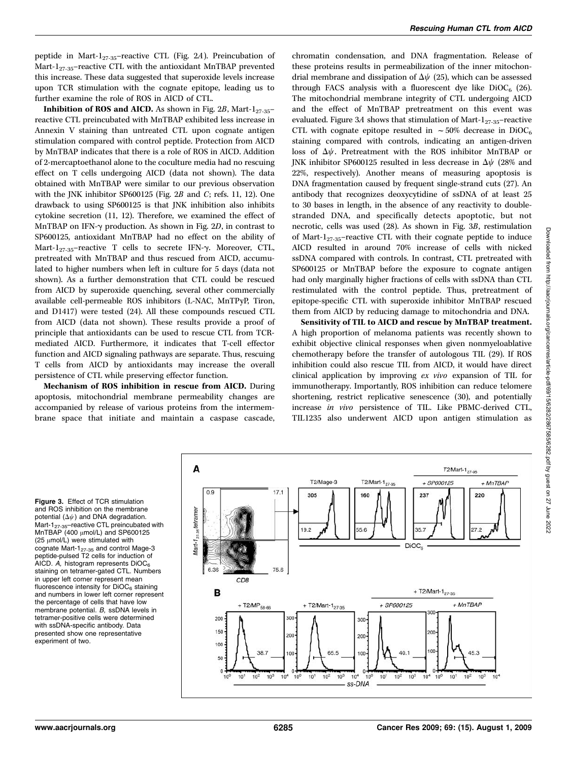peptide in Mart-$1_{27-35}$–reactive CTL (Fig. 2*A*). Preincubation of Mart-$1_{27-35}$–reactive CTL with the antioxidant MnTBAP prevented this increase. These data suggested that superoxide levels increase upon TCR stimulation with the cognate epitope, leading us to further examine the role of ROS in AICD of CTL.

**Inhibition of ROS and AICD.** As shown in Fig. 2*B*, Mart-$1_{27-35}$–reactive CTL preincubated with MnTBAP exhibited less increase in Annexin V staining than untreated CTL upon cognate antigen stimulation compared with control peptide. Protection from AICD by MnTBAP indicates that there is a role of ROS in AICD. Addition of 2-mercaptoethanol alone to the coculture media had no rescuing effect on T cells undergoing AICD (data not shown). The data obtained with MnTBAP were similar to our previous observation with the JNK inhibitor SP600125 (Fig. 2*B* and *C*; refs. 11, 12). One drawback to using SP600125 is that JNK inhibition also inhibits cytokine secretion (11, 12). Therefore, we examined the effect of MnTBAP on IFN-γ production. As shown in Fig. 2*D*, in contrast to SP600125, antioxidant MnTBAP had no effect on the ability of Mart-$1_{27-35}$–reactive T cells to secrete IFN-γ. Moreover, CTL, pretreated with MnTBAP and thus rescued from AICD, accumulated to higher numbers when left in culture for 5 days (data not shown). As a further demonstration that CTL could be rescued from AICD by superoxide quenching, several other commercially available cell-permeable ROS inhibitors (L-NAC, MnTPyP, Tiron, and D1417) were tested (24). All these compounds rescued CTL from AICD (data not shown). These results provide a proof of principle that antioxidants can be used to rescue CTL from TCR-mediated AICD. Furthermore, it indicates that T-cell effector function and AICD signaling pathways are separate. Thus, rescuing T cells from AICD by antioxidants may increase the overall persistence of CTL while preserving effector function.

**Mechanism of ROS inhibition in rescue from AICD.** During apoptosis, mitochondrial membrane permeability changes are accompanied by release of various proteins from the intermembrane space that initiate and maintain a caspase cascade, chromatin condensation, and DNA fragmentation. Release of these proteins results in permeabilization of the inner mitochondrial membrane and dissipation of $\Delta\psi$ (25), which can be assessed through FACS analysis with a fluorescent dye like $DiOC_6$ (26). The mitochondrial membrane integrity of CTL undergoing AICD and the effect of MnTBAP pretreatment on this event was evaluated. Figure 3*A* shows that stimulation of Mart-$1_{27-35}$–reactive CTL with cognate epitope resulted in ~50% decrease in $DiOC_6$ staining compared with controls, indicating an antigen-driven loss of $\Delta\psi$. Pretreatment with the ROS inhibitor MnTBAP or JNK inhibitor SP600125 resulted in less decrease in $\Delta\psi$ (28% and 22%, respectively). Another means of measuring apoptosis is DNA fragmentation caused by frequent single-strand cuts (27). An antibody that recognizes deoxycytidine of ssDNA of at least 25 to 30 bases in length, in the absence of any reactivity to double-stranded DNA, and specifically detects apoptotic, but not necrotic, cells was used (28). As shown in Fig. 3*B*, restimulation of Mart-$1_{27-35}$–reactive CTL with their cognate peptide to induce AICD resulted in around 70% increase of cells with nicked ssDNA compared with controls. In contrast, CTL pretreated with SP600125 or MnTBAP before the exposure to cognate antigen had only marginally higher fractions of cells with ssDNA than CTL restimulated with the control peptide. Thus, pretreatment of epitope-specific CTL with superoxide inhibitor MnTBAP rescued them from AICD by reducing damage to mitochondria and DNA.

**Sensitivity of TIL to AICD and rescue by MnTBAP treatment.** A high proportion of melanoma patients was recently shown to exhibit objective clinical responses when given nonmyeloablative chemotherapy before the transfer of autologous TIL (29). If ROS inhibition could also rescue TIL from AICD, it would have direct clinical application by improving *ex vivo* expansion of TIL for immunotherapy. Importantly, ROS inhibition can reduce telomere shortening, restrict replicative senescence (30), and potentially increase *in vivo* persistence of TIL. Like PBMC-derived CTL, TIL1235 also underwent AICD upon antigen stimulation as

**Figure 3.** Effect of TCR stimulation and ROS inhibition on the membrane potential ($\Delta\psi$) and DNA degradation. Mart-$1_{27-35}$–reactive CTL preincubated with MnTBAP (400 μmol/L) and SP600125 (25 μmol/L) were stimulated with cognate Mart-$1_{27-35}$ and control Mage-3 peptide-pulsed T2 cells for induction of AICD. *A,* histogram represents $DiOC_6$ staining on tetramer-gated CTL. Numbers in upper left corner represent mean fluorescence intensity for $DiOC_6$ staining and numbers in lower left corner represent the percentage of cells that have low membrane potential. *B,* ssDNA levels in tetramer-positive cells were determined with ssDNA-specific antibody. Data presented show one representative experiment of two.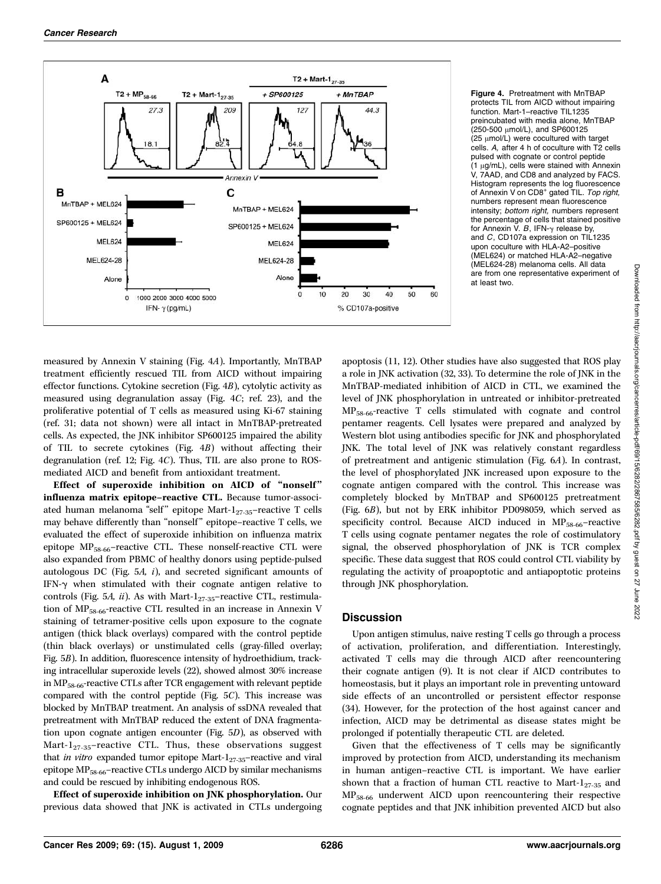**Figure 4.** Pretreatment with MnTBAP protects TIL from AICD without impairing function. Mart-1–reactive TIL1235 preincubated with media alone, MnTBAP (250-500 μmol/L), and SP600125 (25 μmol/L) were cocultured with target cells. *A,* after 4 h of coculture with T2 cells pulsed with cognate or control peptide (1 μg/mL), cells were stained with Annexin V, 7AAD, and CD8 and analyzed by FACS. Histogram represents the log fluorescence of Annexin V on $CD8^+$ gated TIL. *Top right,* numbers represent mean fluorescence intensity; *bottom right,* numbers represent the percentage of cells that stained positive for Annexin V. *B*, IFN-γ release by, and *C*, CD107a expression on TIL1235 upon coculture with HLA-A2–positive (MEL624) or matched HLA-A2–negative (MEL624-28) melanoma cells. All data are from one representative experiment of at least two.

measured by Annexin V staining (Fig. 4*A*). Importantly, MnTBAP treatment efficiently rescued TIL from AICD without impairing effector functions. Cytokine secretion (Fig. 4*B*), cytolytic activity as measured using degranulation assay (Fig. 4*C*; ref. 23), and the proliferative potential of T cells as measured using Ki-67 staining (ref. 31; data not shown) were all intact in MnTBAP-pretreated cells. As expected, the JNK inhibitor SP600125 impaired the ability of TIL to secrete cytokines (Fig. 4*B*) without affecting their degranulation (ref. 12; Fig. 4*C*). Thus, TIL are also prone to ROS-mediated AICD and benefit from antioxidant treatment.

**Effect of superoxide inhibition on AICD of "nonself" influenza matrix epitope–reactive CTL.** Because tumor-associated human melanoma "self" epitope Mart-$1_{27-35}$–reactive T cells may behave differently than "nonself" epitope–reactive T cells, we evaluated the effect of superoxide inhibition on influenza matrix epitope $MP_{58-66}$–reactive CTL. These nonself-reactive CTL were also expanded from PBMC of healthy donors using peptide-pulsed autologous DC (Fig. 5*A, i*), and secreted significant amounts of IFN-γ when stimulated with their cognate antigen relative to controls (Fig. 5*A, ii*). As with Mart-$1_{27-35}$–reactive CTL, restimulation of $MP_{58-66}$-reactive CTL resulted in an increase in Annexin V staining of tetramer-positive cells upon exposure to the cognate antigen (thick black overlays) compared with the control peptide (thin black overlays) or unstimulated cells (gray-filled overlay; Fig. 5*B*). In addition, fluorescence intensity of hydroethidium, tracking intracellular superoxide levels (22), showed almost 30% increase in $MP_{58-66}$-reactive CTLs after TCR engagement with relevant peptide compared with the control peptide (Fig. 5*C*). This increase was blocked by MnTBAP treatment. An analysis of ssDNA revealed that pretreatment with MnTBAP reduced the extent of DNA fragmentation upon cognate antigen encounter (Fig. 5*D*), as observed with Mart-$1_{27-35}$–reactive CTL. Thus, these observations suggest that *in vitro* expanded tumor epitope Mart-$1_{27-35}$–reactive and viral epitope $MP_{58-66}$–reactive CTLs undergo AICD by similar mechanisms and could be rescued by inhibiting endogenous ROS.

**Effect of superoxide inhibition on JNK phosphorylation.** Our previous data showed that JNK is activated in CTLs undergoing apoptosis (11, 12). Other studies have also suggested that ROS play a role in JNK activation (32, 33). To determine the role of JNK in the MnTBAP-mediated inhibition of AICD in CTL, we examined the level of JNK phosphorylation in untreated or inhibitor-pretreated $MP_{58-66}$-reactive T cells stimulated with cognate and control pentamer reagents. Cell lysates were prepared and analyzed by Western blot using antibodies specific for JNK and phosphorylated JNK. The total level of JNK was relatively constant regardless of pretreatment and antigenic stimulation (Fig. 6*A*). In contrast, the level of phosphorylated JNK increased upon exposure to the cognate antigen compared with the control. This increase was completely blocked by MnTBAP and SP600125 pretreatment (Fig. 6*B*), but not by ERK inhibitor PD098059, which served as specificity control. Because AICD induced in $MP_{58-66}$–reactive T cells using cognate pentamer negates the role of costimulatory signal, the observed phosphorylation of JNK is TCR complex specific. These data suggest that ROS could control CTL viability by regulating the activity of proapoptotic and antiapoptotic proteins through JNK phosphorylation.

## Discussion

Upon antigen stimulus, naive resting T cells go through a process of activation, proliferation, and differentiation. Interestingly, activated T cells may die through AICD after reencountering their cognate antigen (9). It is not clear if AICD contributes to homeostasis, but it plays an important role in preventing untoward side effects of an uncontrolled or persistent effector response (34). However, for the protection of the host against cancer and infection, AICD may be detrimental as disease states might be prolonged if potentially therapeutic CTL are deleted.

Given that the effectiveness of T cells may be significantly improved by protection from AICD, understanding its mechanism in human antigen–reactive CTL is important. We have earlier shown that a fraction of human CTL reactive to Mart-$1_{27-35}$ and $MP_{58-66}$ underwent AICD upon reencountering their respective cognate peptides and that JNK inhibition prevented AICD but also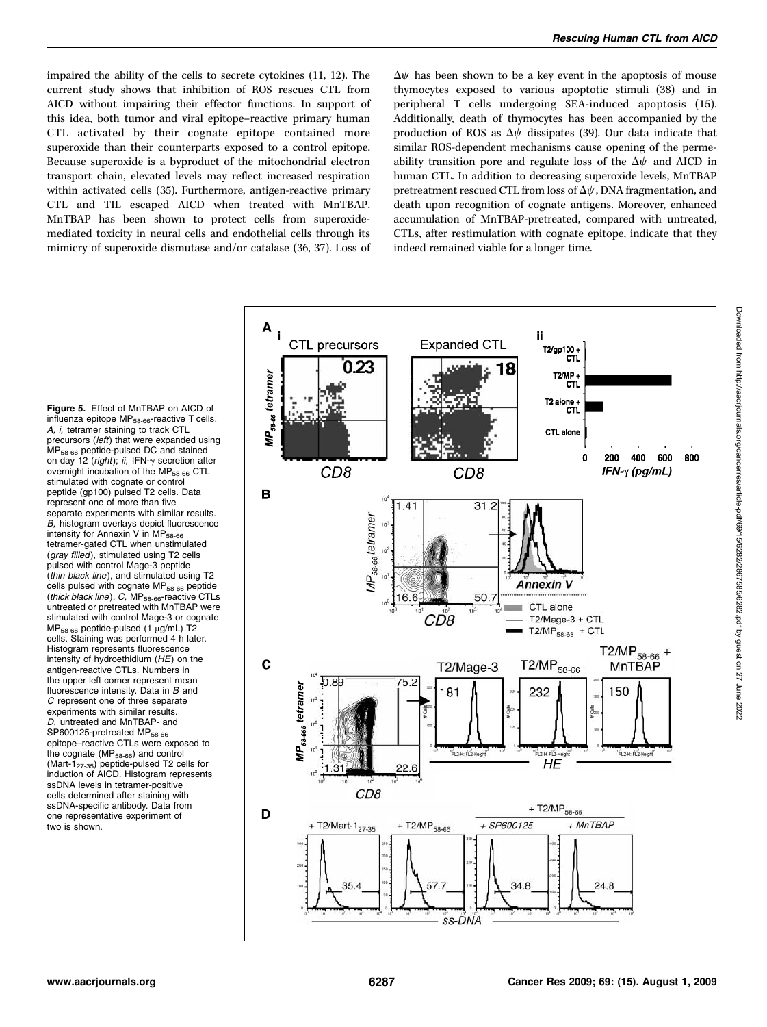impaired the ability of the cells to secrete cytokines (11, 12). The current study shows that inhibition of ROS rescues CTL from AICD without impairing their effector functions. In support of this idea, both tumor and viral epitope–reactive primary human CTL activated by their cognate epitope contained more superoxide than their counterparts exposed to a control epitope. Because superoxide is a byproduct of the mitochondrial electron transport chain, elevated levels may reflect increased respiration within activated cells (35). Furthermore, antigen-reactive primary CTL and TIL escaped AICD when treated with MnTBAP. MnTBAP has been shown to protect cells from superoxide-mediated toxicity in neural cells and endothelial cells through its mimicry of superoxide dismutase and/or catalase (36, 37). Loss of $\Delta\psi$ has been shown to be a key event in the apoptosis of mouse thymocytes exposed to various apoptotic stimuli (38) and in peripheral T cells undergoing SEA-induced apoptosis (15). Additionally, death of thymocytes has been accompanied by the production of ROS as $\Delta\psi$ dissipates (39). Our data indicate that similar ROS-dependent mechanisms cause opening of the permeability transition pore and regulate loss of the $\Delta\psi$ and AICD in human CTL. In addition to decreasing superoxide levels, MnTBAP pretreatment rescued CTL from loss of $\Delta\psi$, DNA fragmentation, and death upon recognition of cognate antigens. Moreover, enhanced accumulation of MnTBAP-pretreated, compared with untreated, CTLs, after restimulation with cognate epitope, indicate that they indeed remained viable for a longer time.

**Figure 5.** Effect of MnTBAP on AICD of influenza epitope $MP_{58-66}$-reactive T cells. *A, i,* tetramer staining to track CTL precursors (*left*) that were expanded using $MP_{58-66}$ peptide-pulsed DC and stained on day 12 (*right*); *ii,* IFN-$\gamma$ secretion after overnight incubation of the $MP_{58-66}$ CTL stimulated with cognate or control peptide (gp100) pulsed T2 cells. Data represent one of more than five separate experiments with similar results. *B,* histogram overlays depict fluorescence intensity for Annexin V in $MP_{58-66}$ tetramer-gated CTL when unstimulated (*gray filled*), stimulated using T2 cells pulsed with control Mage-3 peptide (*thin black line*), and stimulated using T2 cells pulsed with cognate $MP_{58-66}$ peptide (*thick black line*). *C,* $MP_{58-66}$-reactive CTLs untreated or pretreated with MnTBAP were stimulated with control Mage-3 or cognate $MP_{58-66}$ peptide-pulsed (1 μg/mL) T2 cells. Staining was performed 4 h later. Histogram represents fluorescence intensity of hydroethidium (*HE*) on the antigen-reactive CTLs. Numbers in the upper left corner represent mean fluorescence intensity. Data in *B* and *C* represent one of three separate experiments with similar results. *D,* untreated and MnTBAP- and SP600125-pretreated $MP_{58-66}$ epitope–reactive CTLs were exposed to the cognate ($MP_{58-66}$) and control ($Mart\text{-}1_{27-35}$) peptide-pulsed T2 cells for induction of AICD. Histogram represents ssDNA levels in tetramer-positive cells determined after staining with ssDNA-specific antibody. Data from one representative experiment of two is shown.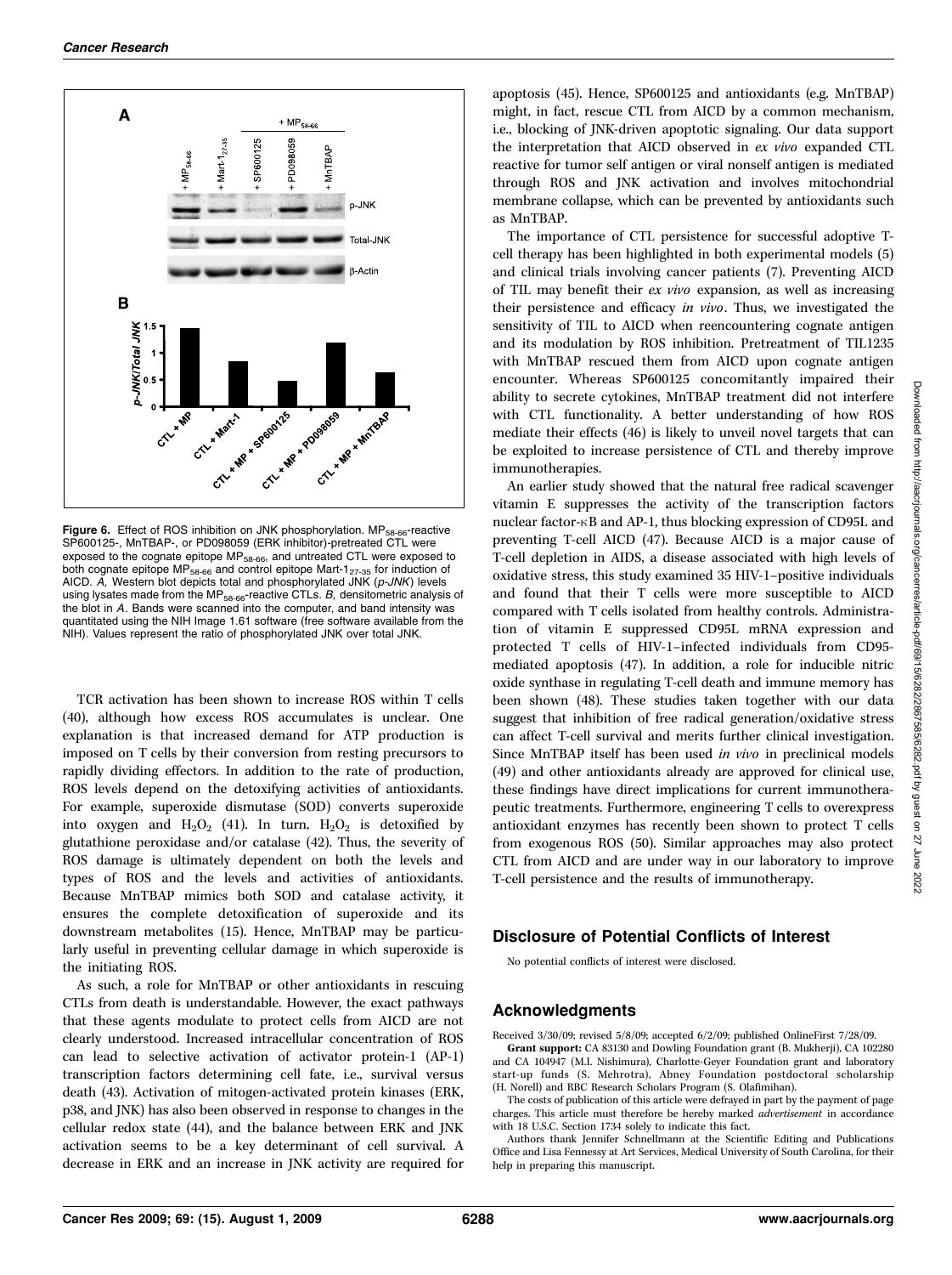**Figure 6.** Effect of ROS inhibition on JNK phosphorylation. $MP_{58-66}$-reactive SP600125-, MnTBAP-, or PD098059 (ERK inhibitor)-pretreated CTL were exposed to the cognate epitope $MP_{58-66}$, and untreated CTL were exposed to both cognate epitope $MP_{58-66}$ and control epitope Mart-$1_{27-35}$ for induction of AICD. *A,* Western blot depicts total and phosphorylated JNK (*p-JNK*) levels using lysates made from the $MP_{58-66}$-reactive CTLs. *B,* densitometric analysis of the blot in *A*. Bands were scanned into the computer, and band intensity was quantitated using the NIH Image 1.61 software (free software available from the NIH). Values represent the ratio of phosphorylated JNK over total JNK.

TCR activation has been shown to increase ROS within T cells (40), although how excess ROS accumulates is unclear. One explanation is that increased demand for ATP production is imposed on T cells by their conversion from resting precursors to rapidly dividing effectors. In addition to the rate of production, ROS levels depend on the detoxifying activities of antioxidants. For example, superoxide dismutase (SOD) converts superoxide into oxygen and $H_2O_2$ (41). In turn, $H_2O_2$ is detoxified by glutathione peroxidase and/or catalase (42). Thus, the severity of ROS damage is ultimately dependent on both the levels and types of ROS and the levels and activities of antioxidants. Because MnTBAP mimics both SOD and catalase activity, it ensures the complete detoxification of superoxide and its downstream metabolites (15). Hence, MnTBAP may be particularly useful in preventing cellular damage in which superoxide is the initiating ROS.

As such, a role for MnTBAP or other antioxidants in rescuing CTLs from death is understandable. However, the exact pathways that these agents modulate to protect cells from AICD are not clearly understood. Increased intracellular concentration of ROS can lead to selective activation of activator protein-1 (AP-1) transcription factors determining cell fate, i.e., survival versus death (43). Activation of mitogen-activated protein kinases (ERK, p38, and JNK) has also been observed in response to changes in the cellular redox state (44), and the balance between ERK and JNK activation seems to be a key determinant of cell survival. A decrease in ERK and an increase in JNK activity are required for apoptosis (45). Hence, SP600125 and antioxidants (e.g. MnTBAP) might, in fact, rescue CTL from AICD by a common mechanism, i.e., blocking of JNK-driven apoptotic signaling. Our data support the interpretation that AICD observed in *ex vivo* expanded CTL reactive for tumor self antigen or viral nonself antigen is mediated through ROS and JNK activation and involves mitochondrial membrane collapse, which can be prevented by antioxidants such as MnTBAP.

The importance of CTL persistence for successful adoptive T-cell therapy has been highlighted in both experimental models (5) and clinical trials involving cancer patients (7). Preventing AICD of TIL may benefit their *ex vivo* expansion, as well as increasing their persistence and efficacy *in vivo*. Thus, we investigated the sensitivity of TIL to AICD when reencountering cognate antigen and its modulation by ROS inhibition. Pretreatment of TIL1235 with MnTBAP rescued them from AICD upon cognate antigen encounter. Whereas SP600125 concomitantly impaired their ability to secrete cytokines, MnTBAP treatment did not interfere with CTL functionality. A better understanding of how ROS mediate their effects (46) is likely to unveil novel targets that can be exploited to increase persistence of CTL and thereby improve immunotherapies.

An earlier study showed that the natural free radical scavenger vitamin E suppresses the activity of the transcription factors nuclear factor-κB and AP-1, thus blocking expression of CD95L and preventing T-cell AICD (47). Because AICD is a major cause of T-cell depletion in AIDS, a disease associated with high levels of oxidative stress, this study examined 35 HIV-1–positive individuals and found that their T cells were more susceptible to AICD compared with T cells isolated from healthy controls. Administration of vitamin E suppressed CD95L mRNA expression and protected T cells of HIV-1–infected individuals from CD95-mediated apoptosis (47). In addition, a role for inducible nitric oxide synthase in regulating T-cell death and immune memory has been shown (48). These studies taken together with our data suggest that inhibition of free radical generation/oxidative stress can affect T-cell survival and merits further clinical investigation. Since MnTBAP itself has been used *in vivo* in preclinical models (49) and other antioxidants already are approved for clinical use, these findings have direct implications for current immunotherapeutic treatments. Furthermore, engineering T cells to overexpress antioxidant enzymes has recently been shown to protect T cells from exogenous ROS (50). Similar approaches may also protect CTL from AICD and are under way in our laboratory to improve T-cell persistence and the results of immunotherapy.

## Disclosure of Potential Conflicts of Interest

No potential conflicts of interest were disclosed.

## Acknowledgments

Received 3/30/09; revised 5/8/09; accepted 6/2/09; published OnlineFirst 7/28/09.

**Grant support:** CA 83130 and Dowling Foundation grant (B. Mukherji), CA 102280 and CA 104947 (M.I. Nishimura), Charlotte-Geyer Foundation grant and laboratory start-up funds (S. Mehrotra), Abney Foundation postdoctoral scholarship (H. Norell) and RBC Research Scholars Program (S. Olafimihan).

The costs of publication of this article were defrayed in part by the payment of page charges. This article must therefore be hereby marked *advertisement* in accordance with 18 U.S.C. Section 1734 solely to indicate this fact.

Authors thank Jennifer Schnellmann at the Scientific Editing and Publications Office and Lisa Fennessy at Art Services, Medical University of South Carolina, for their help in preparing this manuscript.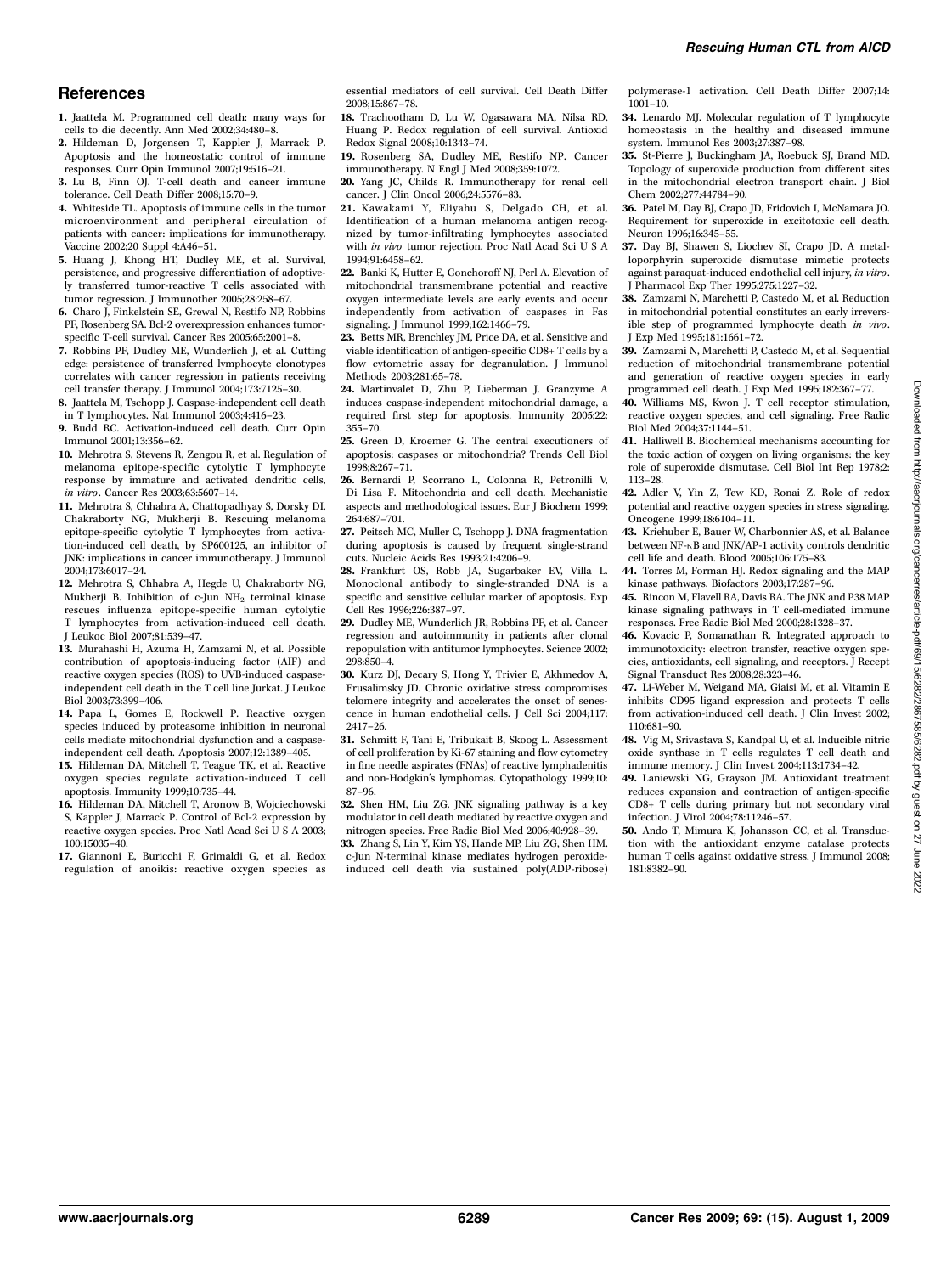## References

1. Jaattela M. Programmed cell death: many ways for cells to die decently. Ann Med 2002;34:480–8.
2. Hildeman D, Jorgensen T, Kappler J, Marrack P. Apoptosis and the homeostatic control of immune responses. Curr Opin Immunol 2007;19:516–21.
3. Lu B, Finn OJ. T-cell death and cancer immune tolerance. Cell Death Differ 2008;15:70–9.
4. Whiteside TL. Apoptosis of immune cells in the tumor microenvironment and peripheral circulation of patients with cancer: implications for immunotherapy. Vaccine 2002;20 Suppl 4:A46–51.
5. Huang J, Khong HT, Dudley ME, et al. Survival, persistence, and progressive differentiation of adoptively transferred tumor-reactive T cells associated with tumor regression. J Immunother 2005;28:258–67.
6. Charo J, Finkelstein SE, Grewal N, Restifo NP, Robbins PF, Rosenberg SA. Bcl-2 overexpression enhances tumor-specific T-cell survival. Cancer Res 2005;65:2001–8.
7. Robbins PF, Dudley ME, Wunderlich J, et al. Cutting edge: persistence of transferred lymphocyte clonotypes correlates with cancer regression in patients receiving cell transfer therapy. J Immunol 2004;173:7125–30.
8. Jaattela M, Tschopp J. Caspase-independent cell death in T lymphocytes. Nat Immunol 2003;4:416–23.
9. Budd RC. Activation-induced cell death. Curr Opin Immunol 2001;13:356–62.
10. Mehrotra S, Stevens R, Zengou R, et al. Regulation of melanoma epitope-specific cytolytic T lymphocyte response by immature and activated dendritic cells, *in vitro*. Cancer Res 2003;63:5607–14.
11. Mehrotra S, Chhabra A, Chattopadhyay S, Dorsky DI, Chakraborty NG, Mukherji B. Rescuing melanoma epitope-specific cytolytic T lymphocytes from activation-induced cell death, by SP600125, an inhibitor of JNK: implications in cancer immunotherapy. J Immunol 2004;173:6017–24.
12. Mehrotra S, Chhabra A, Hegde U, Chakraborty NG, Mukherji B. Inhibition of c-Jun $NH_2$ terminal kinase rescues influenza epitope-specific human cytolytic T lymphocytes from activation-induced cell death. J Leukoc Biol 2007;81:539–47.
13. Murahashi H, Azuma H, Zamzami N, et al. Possible contribution of apoptosis-inducing factor (AIF) and reactive oxygen species (ROS) to UVB-induced caspase-independent cell death in the T cell line Jurkat. J Leukoc Biol 2003;73:399–406.
14. Papa L, Gomes E, Rockwell P. Reactive oxygen species induced by proteasome inhibition in neuronal cells mediate mitochondrial dysfunction and a caspase-independent cell death. Apoptosis 2007;12:1389–405.
15. Hildeman DA, Mitchell T, Teague TK, et al. Reactive oxygen species regulate activation-induced T cell apoptosis. Immunity 1999;10:735–44.
16. Hildeman DA, Mitchell T, Aronow B, Wojciechowski S, Kappler J, Marrack P. Control of Bcl-2 expression by reactive oxygen species. Proc Natl Acad Sci U S A 2003;100:15035–40.
17. Giannoni E, Buricchi F, Grimaldi G, et al. Redox regulation of anoikis: reactive oxygen species as essential mediators of cell survival. Cell Death Differ 2008;15:867–78.
18. Trachootham D, Lu W, Ogasawara MA, Nilsa RD, Huang P. Redox regulation of cell survival. Antioxid Redox Signal 2008;10:1343–74.
19. Rosenberg SA, Dudley ME, Restifo NP. Cancer immunotherapy. N Engl J Med 2008;359:1072.
20. Yang JC, Childs R. Immunotherapy for renal cell cancer. J Clin Oncol 2006;24:5576–83.
21. Kawakami Y, Eliyahu S, Delgado CH, et al. Identification of a human melanoma antigen recognized by tumor-infiltrating lymphocytes associated with *in vivo* tumor rejection. Proc Natl Acad Sci U S A 1994;91:6458–62.
22. Banki K, Hutter E, Gonchoroff NJ, Perl A. Elevation of mitochondrial transmembrane potential and reactive oxygen intermediate levels are early events and occur independently from activation of caspases in Fas signaling. J Immunol 1999;162:1466–79.
23. Betts MR, Brenchley JM, Price DA, et al. Sensitive and viable identification of antigen-specific CD8+ T cells by a flow cytometric assay for degranulation. J Immunol Methods 2003;281:65–78.
24. Martinvalet D, Zhu P, Lieberman J. Granzyme A induces caspase-independent mitochondrial damage, a required first step for apoptosis. Immunity 2005;22:355–70.
25. Green D, Kroemer G. The central executioners of apoptosis: caspases or mitochondria? Trends Cell Biol 1998;8:267–71.
26. Bernardi P, Scorrano L, Colonna R, Petronilli V, Di Lisa F. Mitochondria and cell death. Mechanistic aspects and methodological issues. Eur J Biochem 1999;264:687–701.
27. Peitsch MC, Muller C, Tschopp J. DNA fragmentation during apoptosis is caused by frequent single-strand cuts. Nucleic Acids Res 1993;21:4206–9.
28. Frankfurt OS, Robb JA, Sugarbaker EV, Villa L. Monoclonal antibody to single-stranded DNA is a specific and sensitive cellular marker of apoptosis. Exp Cell Res 1996;226:387–97.
29. Dudley ME, Wunderlich JR, Robbins PF, et al. Cancer regression and autoimmunity in patients after clonal repopulation with antitumor lymphocytes. Science 2002;298:850–4.
30. Kurz DJ, Decary S, Hong Y, Trivier E, Akhmedov A, Erusalimsky JD. Chronic oxidative stress compromises telomere integrity and accelerates the onset of senescence in human endothelial cells. J Cell Sci 2004;117:2417–26.
31. Schmitt F, Tani E, Tribukait B, Skoog L. Assessment of cell proliferation by Ki-67 staining and flow cytometry in fine needle aspirates (FNAs) of reactive lymphadenitis and non-Hodgkin's lymphomas. Cytopathology 1999;10:87–96.
32. Shen HM, Liu ZG. JNK signaling pathway is a key modulator in cell death mediated by reactive oxygen and nitrogen species. Free Radic Biol Med 2006;40:928–39.
33. Zhang S, Lin Y, Kim YS, Hande MP, Liu ZG, Shen HM. c-Jun N-terminal kinase mediates hydrogen peroxide-induced cell death via sustained poly(ADP-ribose) polymerase-1 activation. Cell Death Differ 2007;14:1001–10.
34. Lenardo MJ. Molecular regulation of T lymphocyte homeostasis in the healthy and diseased immune system. Immunol Res 2003;27:387–98.
35. St-Pierre J, Buckingham JA, Roebuck SJ, Brand MD. Topology of superoxide production from different sites in the mitochondrial electron transport chain. J Biol Chem 2002;277:44784–90.
36. Patel M, Day BJ, Crapo JD, Fridovich I, McNamara JO. Requirement for superoxide in excitotoxic cell death. Neuron 1996;16:345–55.
37. Day BJ, Shawen S, Liochev SI, Crapo JD. A metalloporphyrin superoxide dismutase mimetic protects against paraquat-induced endothelial cell injury, *in vitro*. J Pharmacol Exp Ther 1995;275:1227–32.
38. Zamzami N, Marchetti P, Castedo M, et al. Reduction in mitochondrial potential constitutes an early irreversible step of programmed lymphocyte death *in vivo*. J Exp Med 1995;181:1661–72.
39. Zamzami N, Marchetti P, Castedo M, et al. Sequential reduction of mitochondrial transmembrane potential and generation of reactive oxygen species in early programmed cell death. J Exp Med 1995;182:367–77.
40. Williams MS, Kwon J. T cell receptor stimulation, reactive oxygen species, and cell signaling. Free Radic Biol Med 2004;37:1144–51.
41. Halliwell B. Biochemical mechanisms accounting for the toxic action of oxygen on living organisms: the key role of superoxide dismutase. Cell Biol Int Rep 1978;2:113–28.
42. Adler V, Yin Z, Tew KD, Ronai Z. Role of redox potential and reactive oxygen species in stress signaling. Oncogene 1999;18:6104–11.
43. Kriehuber E, Bauer W, Charbonnier AS, et al. Balance between NF-κB and JNK/AP-1 activity controls dendritic cell life and death. Blood 2005;106:175–83.
44. Torres M, Forman HJ. Redox signaling and the MAP kinase pathways. Biofactors 2003;17:287–96.
45. Rincon M, Flavell RA, Davis RA. The JNK and P38 MAP kinase signaling pathways in T cell-mediated immune responses. Free Radic Biol Med 2000;28:1328–37.
46. Kovacic P, Somanathan R. Integrated approach to immunotoxicity: electron transfer, reactive oxygen species, antioxidants, cell signaling, and receptors. J Recept Signal Transduct Res 2008;28:323–46.
47. Li-Weber M, Weigand MA, Giaisi M, et al. Vitamin E inhibits CD95 ligand expression and protects T cells from activation-induced cell death. J Clin Invest 2002;110:681–90.
48. Vig M, Srivastava S, Kandpal U, et al. Inducible nitric oxide synthase in T cells regulates T cell death and immune memory. J Clin Invest 2004;113:1734–42.
49. Laniewski NG, Grayson JM. Antioxidant treatment reduces expansion and contraction of antigen-specific CD8+ T cells during primary but not secondary viral infection. J Virol 2004;78:11246–57.
50. Ando T, Mimura K, Johansson CC, et al. Transduction with the antioxidant enzyme catalase protects human T cells against oxidative stress. J Immunol 2008;181:8382–90.